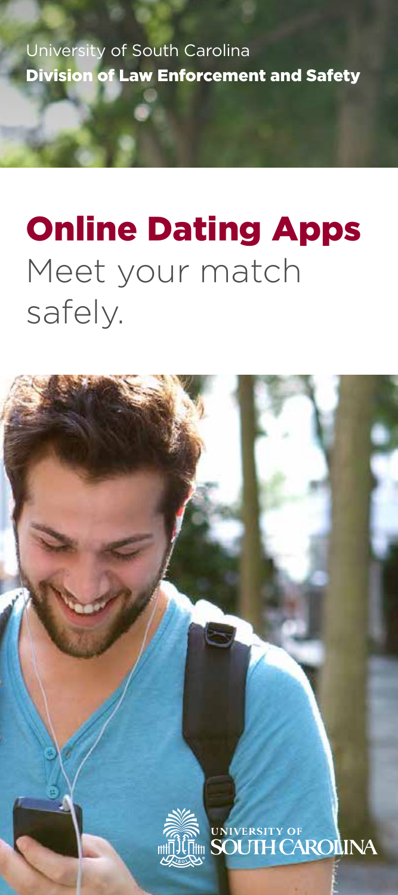University of South Carolina

**Division of Law Enforcement and Safety**

# Online Dating Apps

## Meet your match safely.

UNIVERSITY OF SOUTH CAROLINA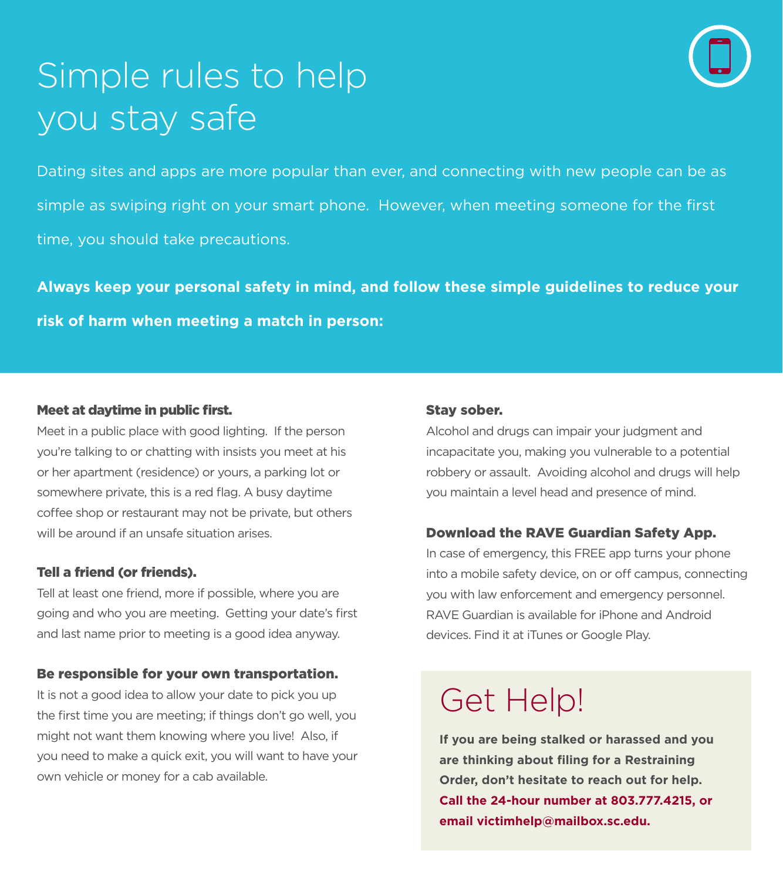# Simple rules to help you stay safe

Dating sites and apps are more popular than ever, and connecting with new people can be as simple as swiping right on your smart phone. However, when meeting someone for the first time, you should take precautions.

**Always keep your personal safety in mind, and follow these simple guidelines to reduce your risk of harm when meeting a match in person:**

### Meet at daytime in public first.

Meet in a public place with good lighting. If the person you're talking to or chatting with insists you meet at his or her apartment (residence) or yours, a parking lot or somewhere private, this is a red flag. A busy daytime coffee shop or restaurant may not be private, but others will be around if an unsafe situation arises.

### Tell a friend (or friends).

Tell at least one friend, more if possible, where you are going and who you are meeting. Getting your date's first and last name prior to meeting is a good idea anyway.

### Be responsible for your own transportation.

It is not a good idea to allow your date to pick you up the first time you are meeting; if things don't go well, you might not want them knowing where you live! Also, if you need to make a quick exit, you will want to have your own vehicle or money for a cab available.

### Stay sober.

Alcohol and drugs can impair your judgment and incapacitate you, making you vulnerable to a potential robbery or assault. Avoiding alcohol and drugs will help you maintain a level head and presence of mind.

### Download the RAVE Guardian Safety App.

In case of emergency, this FREE app turns your phone into a mobile safety device, on or off campus, connecting you with law enforcement and emergency personnel. RAVE Guardian is available for iPhone and Android devices. Find it at iTunes or Google Play.

## Get Help!

**If you are being stalked or harassed and you are thinking about filing for a Restraining Order, don't hesitate to reach out for help. Call the 24-hour number at 803.777.4215, or email victimhelp@mailbox.sc.edu.**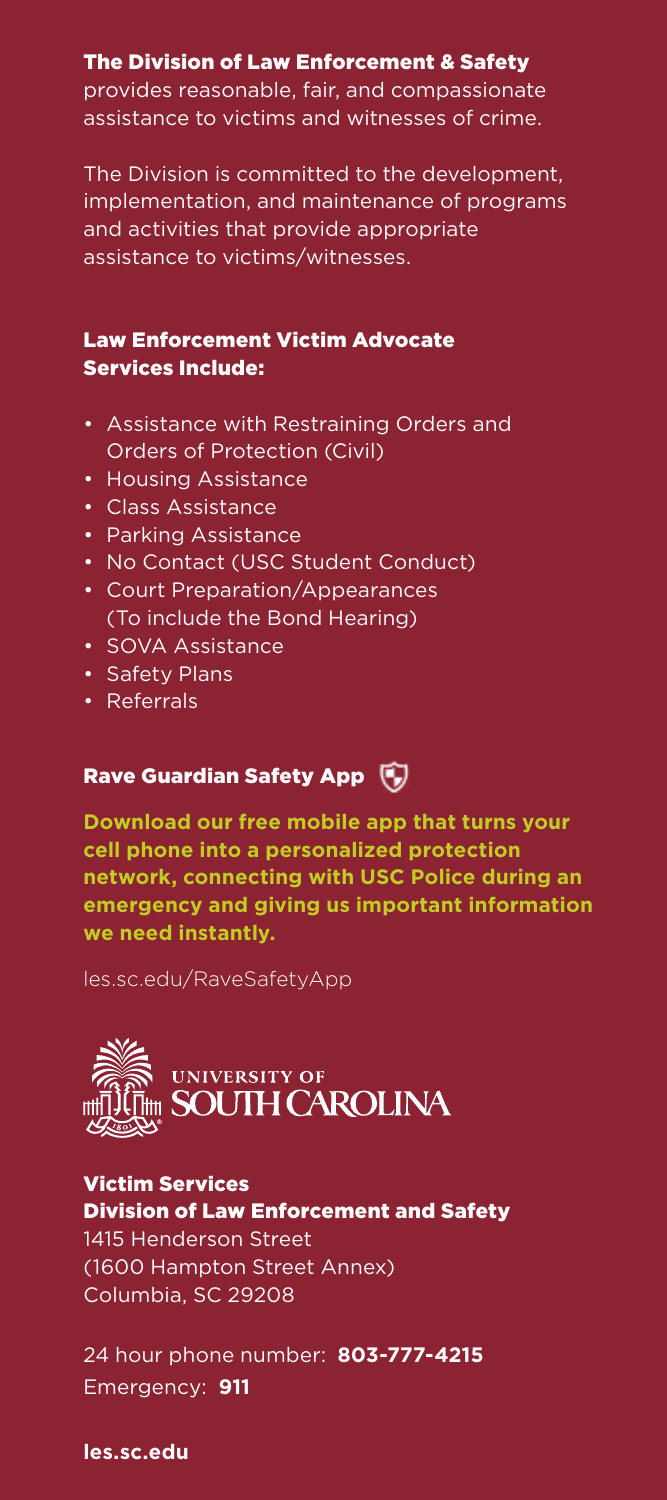**The Division of Law Enforcement & Safety** provides reasonable, fair, and compassionate assistance to victims and witnesses of crime.

The Division is committed to the development, implementation, and maintenance of programs and activities that provide appropriate assistance to victims/witnesses.

## Law Enforcement Victim Advocate Services Include:

- Assistance with Restraining Orders and Orders of Protection (Civil)
- Housing Assistance
- Class Assistance
- Parking Assistance
- No Contact (USC Student Conduct)
- Court Preparation/Appearances (To include the Bond Hearing)
- SOVA Assistance
- Safety Plans
- Referrals

## Rave Guardian Safety App

**Download our free mobile app that turns your cell phone into a personalized protection network, connecting with USC Police during an emergency and giving us important information we need instantly.**

les.sc.edu/RaveSafetyApp

UNIVERSITY OF SOUTH CAROLINA

**Victim Services**
**Division of Law Enforcement and Safety**
1415 Henderson Street
(1600 Hampton Street Annex)
Columbia, SC 29208

24 hour phone number: **803-777-4215**
Emergency: **911**

**les.sc.edu**